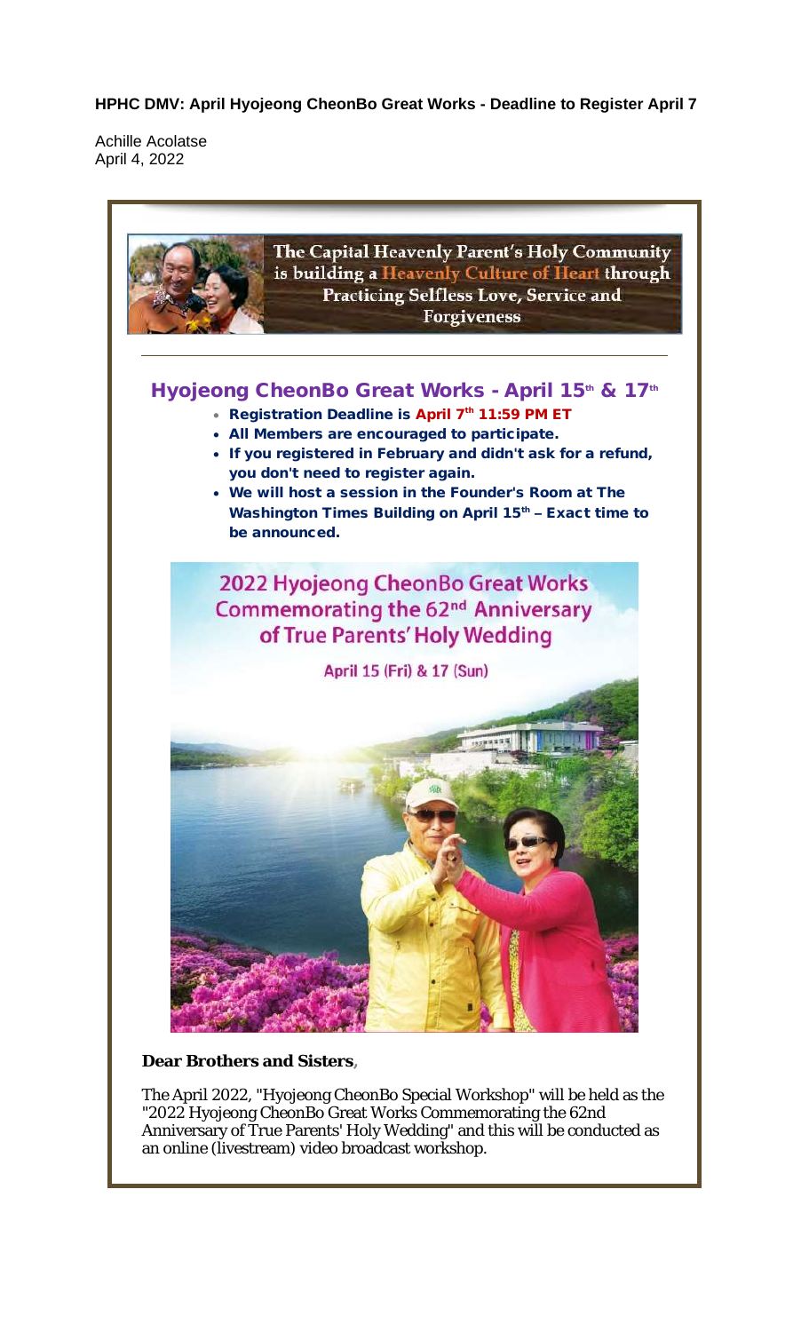**HPHC DMV: April Hyojeong CheonBo Great Works - Deadline to Register April 7**

Achille Acolatse
April 4, 2022

The Capital Heavenly Parent's Holy Community is building a Heavenly Culture of Heart through Practicing Selfless Love, Service and Forgiveness

## Hyojeong CheonBo Great Works - April 15th & 17th

- **Registration Deadline is April 7th 11:59 PM ET**
- **All Members are encouraged to participate.**
- **If you registered in February and didn't ask for a refund, you don't need to register again.**
- **We will host a session in the Founder's Room at The Washington Times Building on April 15th – Exact time to be announced.**

2022 Hyojeong CheonBo Great Works Commemorating the 62nd Anniversary of True Parents' Holy Wedding

April 15 (Fri) & 17 (Sun)

**Dear Brothers and Sisters,**

The April 2022, "Hyojeong CheonBo Special Workshop" will be held as the "2022 Hyojeong CheonBo Great Works Commemorating the 62nd Anniversary of True Parents' Holy Wedding" and this will be conducted as an online (livestream) video broadcast workshop.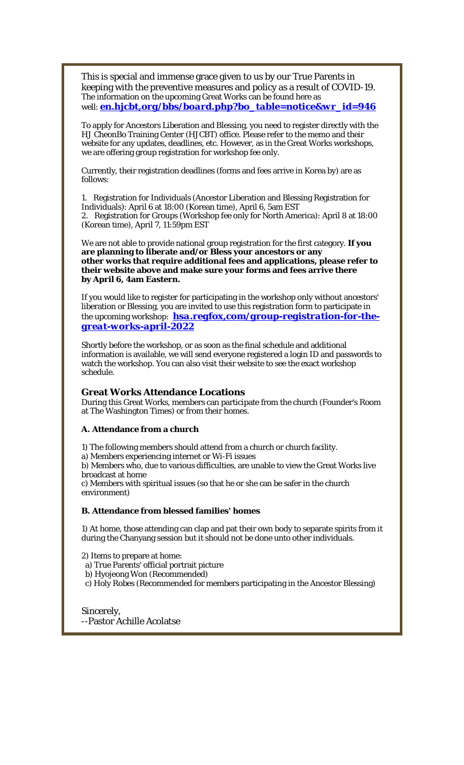This is special and immense grace given to us by our True Parents in keeping with the preventive measures and policy as a result of COVID-19. The information on the upcoming Great Works can be found here as well: ***en.hjcbt,org/bbs/board.php?bo_table=notice&wr_id=946***

To apply for Ancestors Liberation and Blessing, you need to register directly with the HJ CheonBo Training Center (HJCBT) office. Please refer to the memo and their website for any updates, deadlines, etc. However, as in the Great Works workshops, we are offering group registration for workshop fee only.

Currently, their registration deadlines (forms and fees arrive in Korea by) are as follows:

1. Registration for Individuals (Ancestor Liberation and Blessing Registration for Individuals): April 6 at 18:00 (Korean time), April 6, 5am EST
2. Registration for Groups (Workshop fee only for North America): April 8 at 18:00 (Korean time), April 7, 11:59pm EST

We are not able to provide national group registration for the first category. **If you are planning to liberate and/or Bless your ancestors or any other works that require additional fees and applications, please refer to their website above and make sure your forms and fees arrive there by April 6, 4am Eastern.**

If you would like to register for participating in the workshop only without ancestors' liberation or Blessing, you are invited to use this registration form to participate in the upcoming workshop: ***hsa.regfox,com/group-registration-for-the-great-works-april-2022***

Shortly before the workshop, or as soon as the final schedule and additional information is available, we will send everyone registered a login ID and passwords to watch the workshop. You can also visit their website to see the exact workshop schedule.

### Great Works Attendance Locations

During this Great Works, members can participate from the church (Founder's Room at The Washington Times) or from their homes.

**A. Attendance from a church**

1) The following members should attend from a church or church facility.
a) Members experiencing internet or Wi-Fi issues
b) Members who, due to various difficulties, are unable to view the Great Works live broadcast at home
c) Members with spiritual issues (so that he or she can be safer in the church environment)

**B. Attendance from blessed families' homes**

1) At home, those attending can clap and pat their own body to separate spirits from it during the Chanyang session but it should not be done unto other individuals.

2) Items to prepare at home:
 a) True Parents' official portrait picture
 b) Hyojeong Won (Recommended)
 c) Holy Robes (Recommended for members participating in the Ancestor Blessing)

Sincerely,
--Pastor Achille Acolatse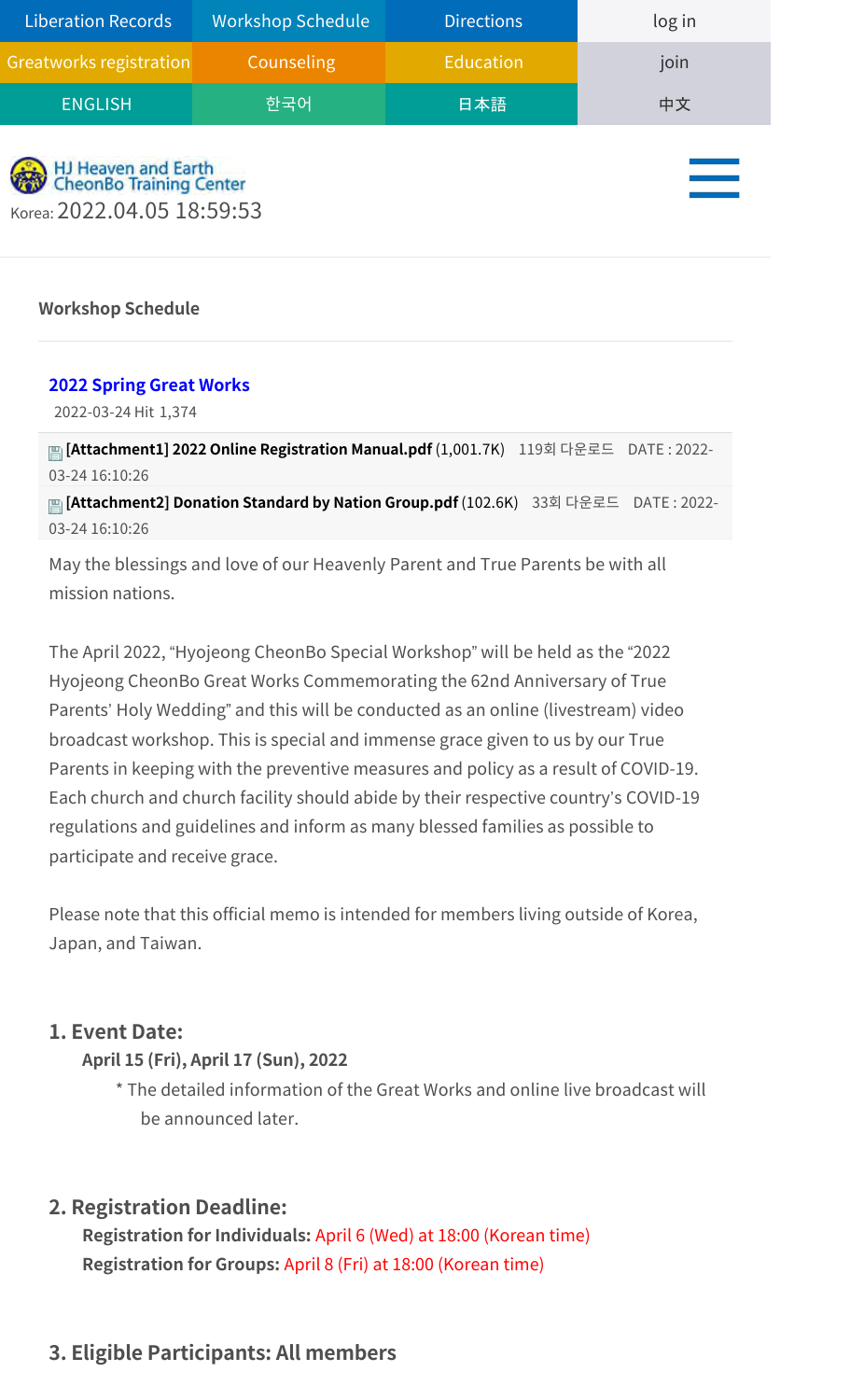| Liberation Records | Workshop Schedule | Directions | log in |
| --- | --- | --- | --- |
| Greatworks registration | Counseling | Education | join |
| ENGLISH | 한국어 | 日本語 | 中文 |

HJ Heaven and Earth CheonBo Training Center

Korea: 2022.04.05 18:59:53

Workshop Schedule

## 2022 Spring Great Works

2022-03-24 Hit 1,374

**[Attachment1] 2022 Online Registration Manual.pdf** (1,001.7K) 119회 다운로드 DATE : 2022-03-24 16:10:26

**[Attachment2] Donation Standard by Nation Group.pdf** (102.6K) 33회 다운로드 DATE : 2022-03-24 16:10:26

May the blessings and love of our Heavenly Parent and True Parents be with all mission nations.

The April 2022, “Hyojeong CheonBo Special Workshop” will be held as the “2022 Hyojeong CheonBo Great Works Commemorating the 62nd Anniversary of True Parents' Holy Wedding” and this will be conducted as an online (livestream) video broadcast workshop. This is special and immense grace given to us by our True Parents in keeping with the preventive measures and policy as a result of COVID-19. Each church and church facility should abide by their respective country's COVID-19 regulations and guidelines and inform as many blessed families as possible to participate and receive grace.

Please note that this official memo is intended for members living outside of Korea, Japan, and Taiwan.

### 1. Event Date:

**April 15 (Fri), April 17 (Sun), 2022**

\* The detailed information of the Great Works and online live broadcast will be announced later.

### 2. Registration Deadline:

**Registration for Individuals:** April 6 (Wed) at 18:00 (Korean time)

**Registration for Groups:** April 8 (Fri) at 18:00 (Korean time)

### 3. Eligible Participants: All members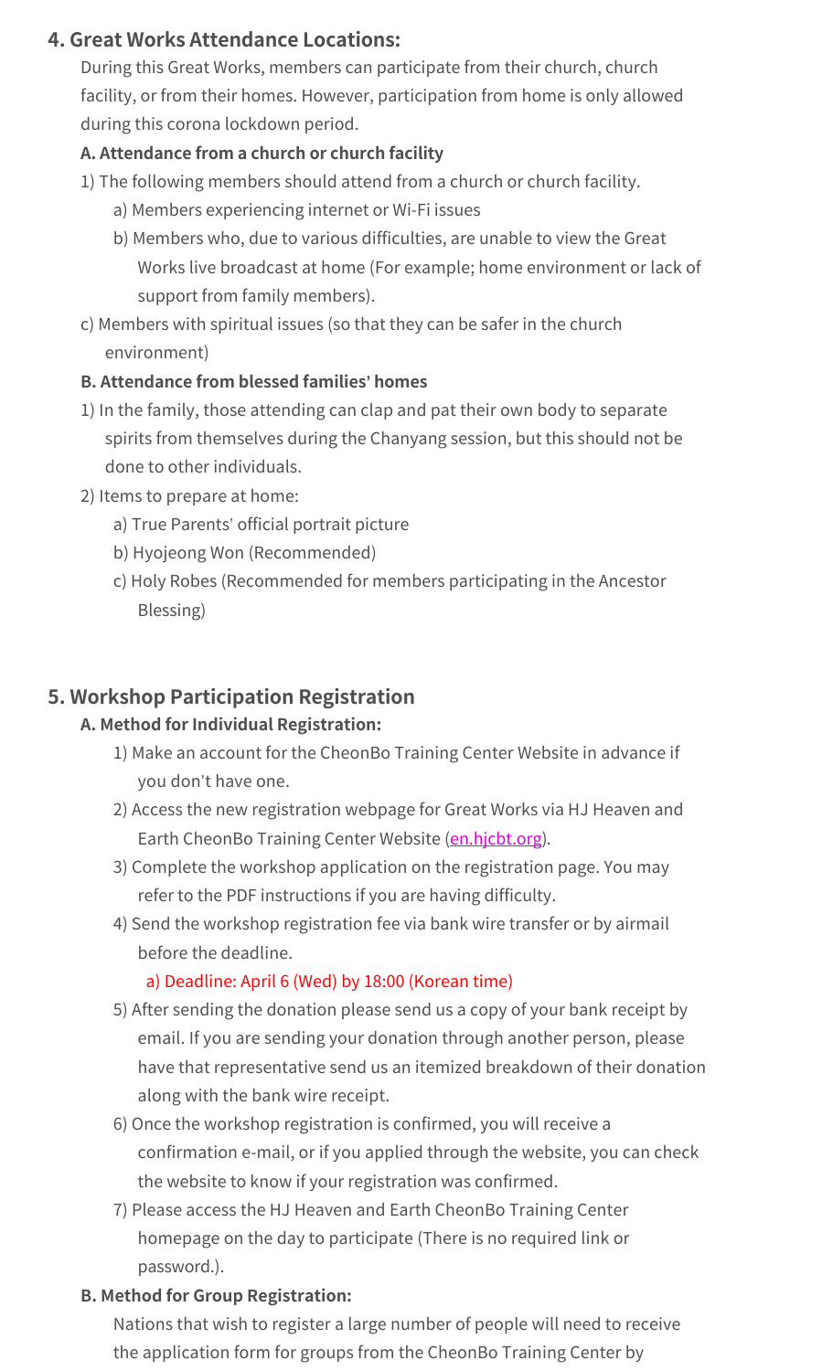## 4. Great Works Attendance Locations:

During this Great Works, members can participate from their church, church facility, or from their homes. However, participation from home is only allowed during this corona lockdown period.

**A. Attendance from a church or church facility**

1) The following members should attend from a church or church facility.
   - a) Members experiencing internet or Wi-Fi issues
   - b) Members who, due to various difficulties, are unable to view the Great Works live broadcast at home (For example; home environment or lack of support from family members).

c) Members with spiritual issues (so that they can be safer in the church environment)

**B. Attendance from blessed families' homes**

1) In the family, those attending can clap and pat their own body to separate spirits from themselves during the Chanyang session, but this should not be done to other individuals.

2) Items to prepare at home:
   - a) True Parents' official portrait picture
   - b) Hyojeong Won (Recommended)
   - c) Holy Robes (Recommended for members participating in the Ancestor Blessing)

## 5. Workshop Participation Registration

**A. Method for Individual Registration:**

1) Make an account for the CheonBo Training Center Website in advance if you don't have one.
2) Access the new registration webpage for Great Works via HJ Heaven and Earth CheonBo Training Center Website (en.hjcbt.org).
3) Complete the workshop application on the registration page. You may refer to the PDF instructions if you are having difficulty.
4) Send the workshop registration fee via bank wire transfer or by airmail before the deadline.
   - a) Deadline: April 6 (Wed) by 18:00 (Korean time)
5) After sending the donation please send us a copy of your bank receipt by email. If you are sending your donation through another person, please have that representative send us an itemized breakdown of their donation along with the bank wire receipt.
6) Once the workshop registration is confirmed, you will receive a confirmation e-mail, or if you applied through the website, you can check the website to know if your registration was confirmed.
7) Please access the HJ Heaven and Earth CheonBo Training Center homepage on the day to participate (There is no required link or password.).

**B. Method for Group Registration:**

Nations that wish to register a large number of people will need to receive the application form for groups from the CheonBo Training Center by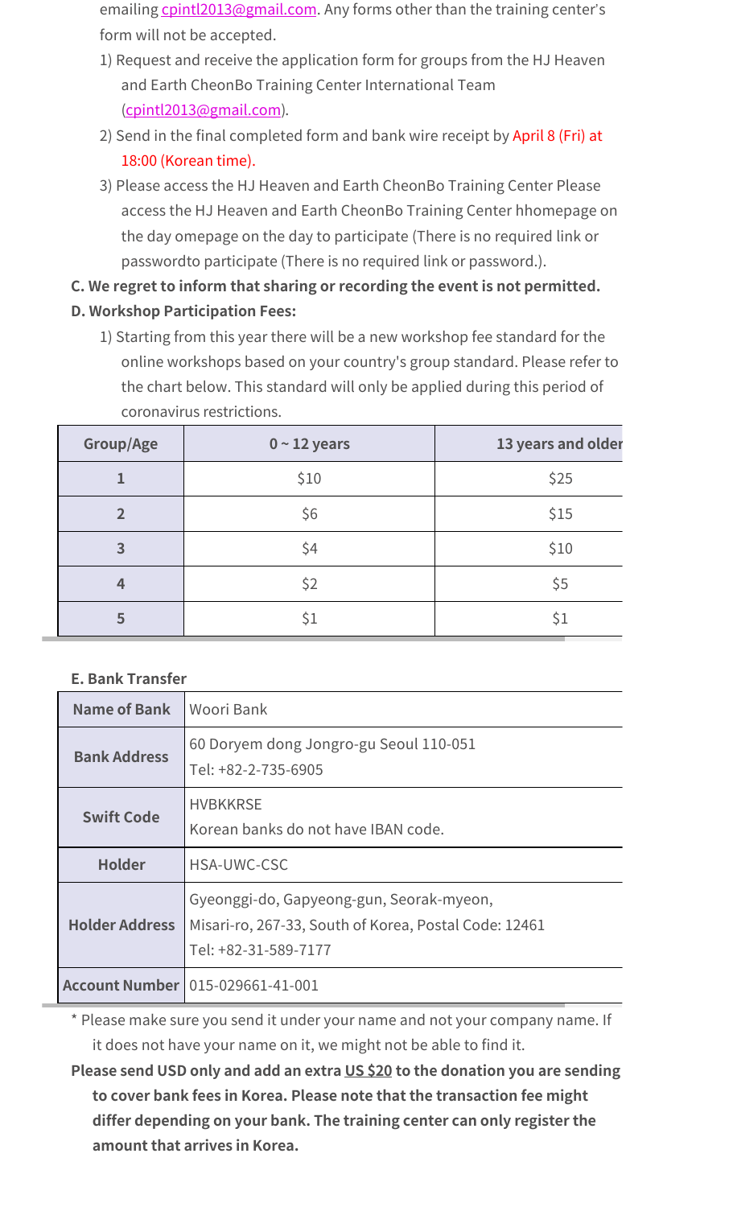emailing cpintl2013@gmail.com. Any forms other than the training center's form will not be accepted.

1) Request and receive the application form for groups from the HJ Heaven and Earth CheonBo Training Center International Team (cpintl2013@gmail.com).
2) Send in the final completed form and bank wire receipt by April 8 (Fri) at 18:00 (Korean time).
3) Please access the HJ Heaven and Earth CheonBo Training Center Please access the HJ Heaven and Earth CheonBo Training Center hhomepage on the day omepage on the day to participate (There is no required link or passwordto participate (There is no required link or password.).

**C. We regret to inform that sharing or recording the event is not permitted.**

**D. Workshop Participation Fees:**

1) Starting from this year there will be a new workshop fee standard for the online workshops based on your country's group standard. Please refer to the chart below. This standard will only be applied during this period of coronavirus restrictions.

| Group/Age | 0 ~ 12 years | 13 years and older |
|---|---|---|
| 1 | $10 | $25 |
| 2 | $6 | $15 |
| 3 | $4 | $10 |
| 4 | $2 | $5 |
| 5 | $1 | $1 |

**E. Bank Transfer**

| Name of Bank | Woori Bank |
|---|---|
| Bank Address | 60 Doryem dong Jongro-gu Seoul 110-051<br>Tel: +82-2-735-6905 |
| Swift Code | HVBKKRSE<br>Korean banks do not have IBAN code. |
| Holder | HSA-UWC-CSC |
| Holder Address | Gyeonggi-do, Gapyeong-gun, Seorak-myeon,<br>Misari-ro, 267-33, South of Korea, Postal Code: 12461<br>Tel: +82-31-589-7177 |
| Account Number | 015-029661-41-001 |

* Please make sure you send it under your name and not your company name. If it does not have your name on it, we might not be able to find it.

**Please send USD only and add an extra US $20 to the donation you are sending to cover bank fees in Korea. Please note that the transaction fee might differ depending on your bank. The training center can only register the amount that arrives in Korea.**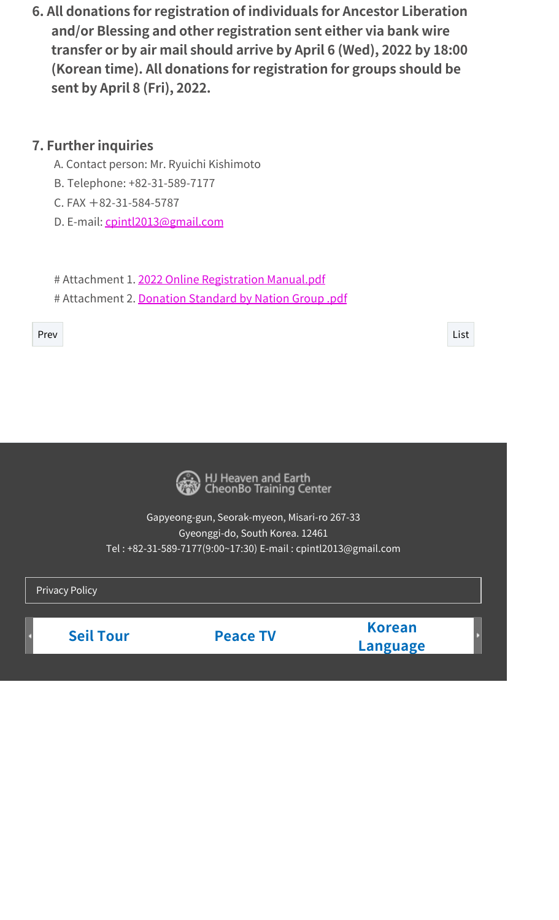**6. All donations for registration of individuals for Ancestor Liberation and/or Blessing and other registration sent either via bank wire transfer or by air mail should arrive by April 6 (Wed), 2022 by 18:00 (Korean time). All donations for registration for groups should be sent by April 8 (Fri), 2022.**

## 7. Further inquiries

A. Contact person: Mr. Ryuichi Kishimoto

B. Telephone: +82-31-589-7177

C. FAX ＋82-31-584-5787

D. E-mail: cpintl2013@gmail.com

# Attachment 1. 2022 Online Registration Manual.pdf

# Attachment 2. Donation Standard by Nation Group .pdf

Prev

List

HJ Heaven and Earth CheonBo Training Center

Gapyeong-gun, Seorak-myeon, Misari-ro 267-33
Gyeonggi-do, South Korea. 12461
Tel : +82-31-589-7177(9:00~17:30) E-mail : cpintl2013@gmail.com

Privacy Policy

Seil Tour | Peace TV | Korean Language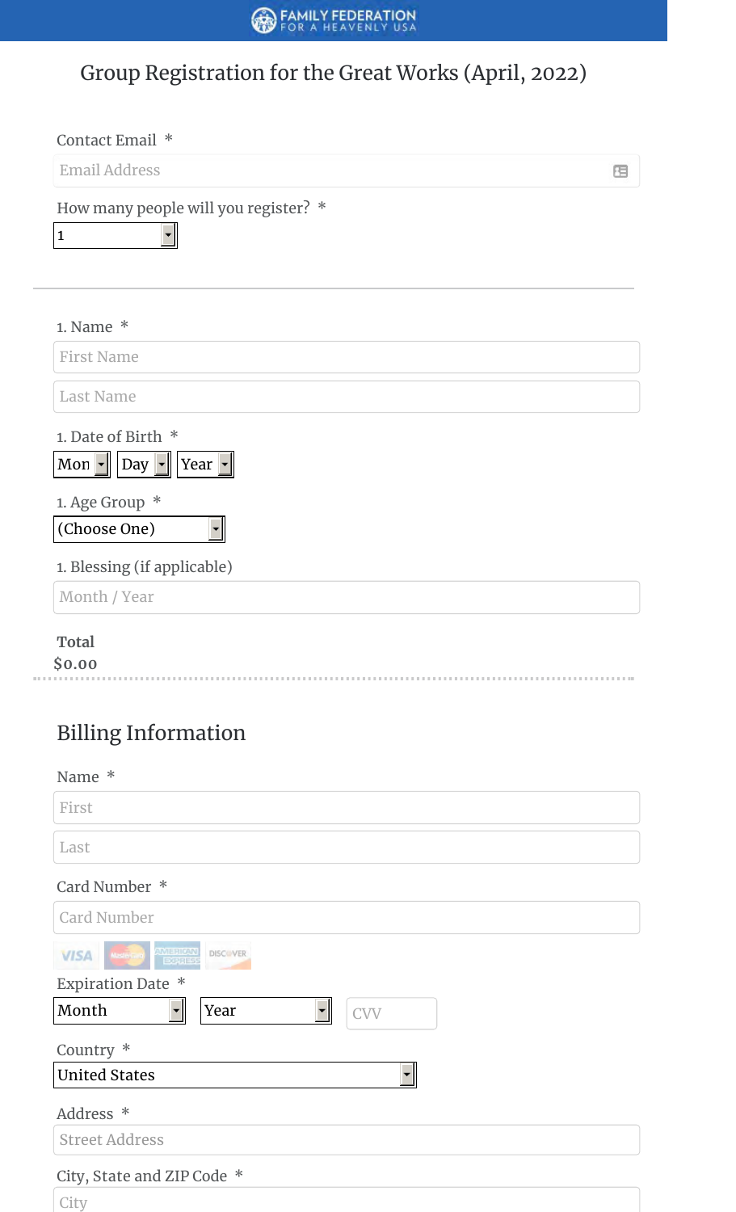FAMILY FEDERATION FOR A HEAVENLY USA

# Group Registration for the Great Works (April, 2022)

Contact Email *

Email Address

How many people will you register? *

1

---

1. Name *

First Name

Last Name

1. Date of Birth *

Mon | Day | Year

1. Age Group *

(Choose One)

1. Blessing (if applicable)

Month / Year

**Total**

$0.00

---

## Billing Information

Name *

First

Last

Card Number *

Card Number

VISA | MasterCard | AMERICAN EXPRESS | DISCOVER

Expiration Date *

Month | Year | CVV

Country *

United States

Address *

Street Address

City, State and ZIP Code *

City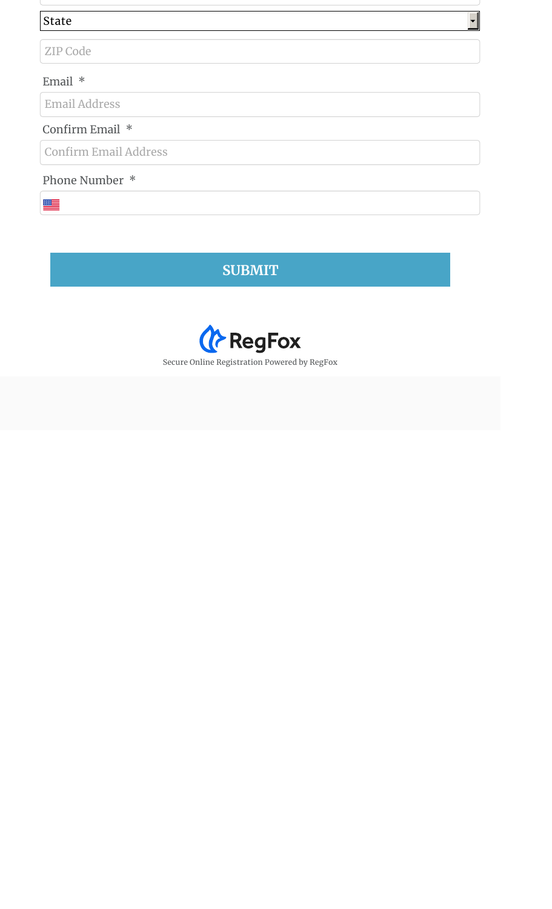State

ZIP Code

Email *

Email Address

Confirm Email *

Confirm Email Address

Phone Number *

SUBMIT

RegFox

Secure Online Registration Powered by RegFox